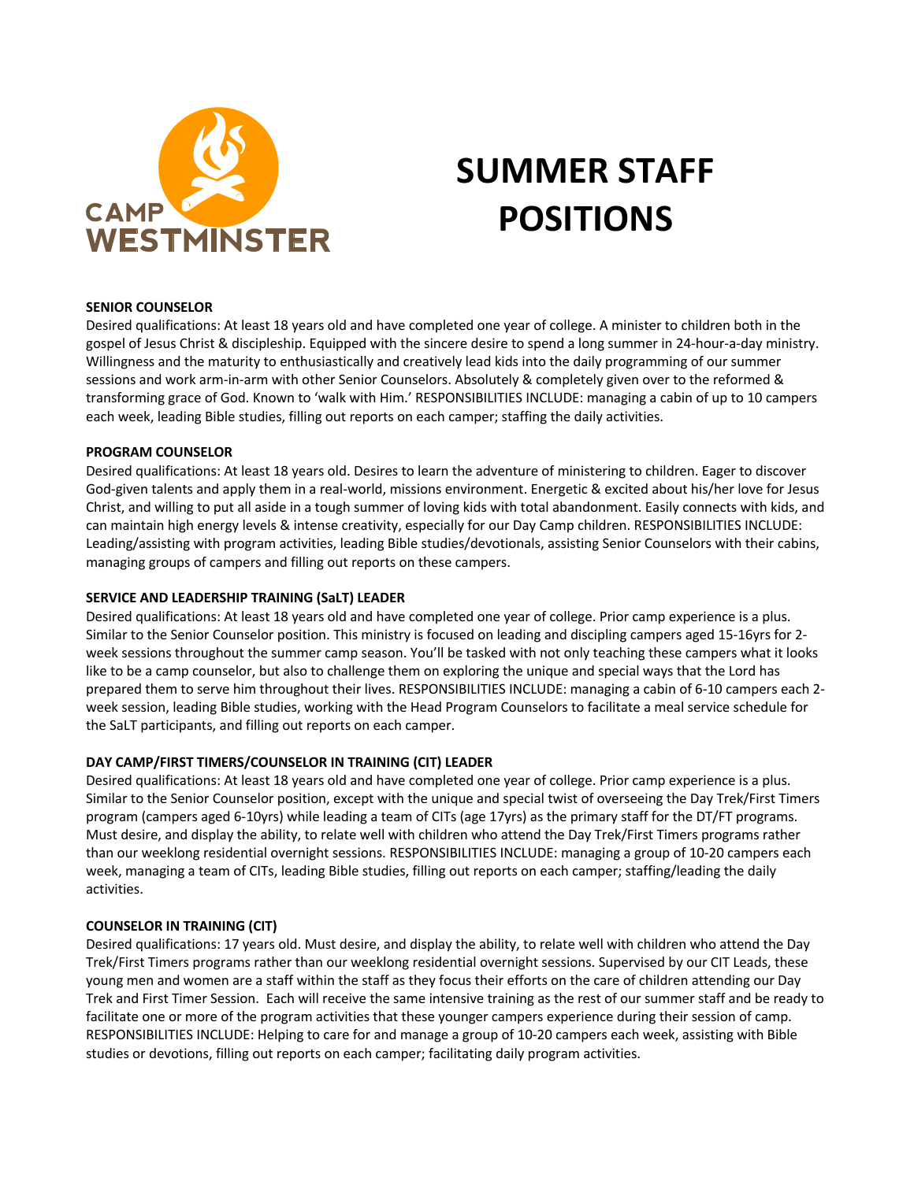CAMP WESTMINSTER

# SUMMER STAFF POSITIONS

**SENIOR COUNSELOR**

Desired qualifications: At least 18 years old and have completed one year of college. A minister to children both in the gospel of Jesus Christ & discipleship. Equipped with the sincere desire to spend a long summer in 24-hour-a-day ministry. Willingness and the maturity to enthusiastically and creatively lead kids into the daily programming of our summer sessions and work arm-in-arm with other Senior Counselors. Absolutely & completely given over to the reformed & transforming grace of God. Known to 'walk with Him.' RESPONSIBILITIES INCLUDE: managing a cabin of up to 10 campers each week, leading Bible studies, filling out reports on each camper; staffing the daily activities.

**PROGRAM COUNSELOR**

Desired qualifications: At least 18 years old. Desires to learn the adventure of ministering to children. Eager to discover God-given talents and apply them in a real-world, missions environment. Energetic & excited about his/her love for Jesus Christ, and willing to put all aside in a tough summer of loving kids with total abandonment. Easily connects with kids, and can maintain high energy levels & intense creativity, especially for our Day Camp children. RESPONSIBILITIES INCLUDE: Leading/assisting with program activities, leading Bible studies/devotionals, assisting Senior Counselors with their cabins, managing groups of campers and filling out reports on these campers.

**SERVICE AND LEADERSHIP TRAINING (SaLT) LEADER**

Desired qualifications: At least 18 years old and have completed one year of college. Prior camp experience is a plus. Similar to the Senior Counselor position. This ministry is focused on leading and discipling campers aged 15-16yrs for 2-week sessions throughout the summer camp season. You'll be tasked with not only teaching these campers what it looks like to be a camp counselor, but also to challenge them on exploring the unique and special ways that the Lord has prepared them to serve him throughout their lives. RESPONSIBILITIES INCLUDE: managing a cabin of 6-10 campers each 2-week session, leading Bible studies, working with the Head Program Counselors to facilitate a meal service schedule for the SaLT participants, and filling out reports on each camper.

**DAY CAMP/FIRST TIMERS/COUNSELOR IN TRAINING (CIT) LEADER**

Desired qualifications: At least 18 years old and have completed one year of college. Prior camp experience is a plus. Similar to the Senior Counselor position, except with the unique and special twist of overseeing the Day Trek/First Timers program (campers aged 6-10yrs) while leading a team of CITs (age 17yrs) as the primary staff for the DT/FT programs. Must desire, and display the ability, to relate well with children who attend the Day Trek/First Timers programs rather than our weeklong residential overnight sessions. RESPONSIBILITIES INCLUDE: managing a group of 10-20 campers each week, managing a team of CITs, leading Bible studies, filling out reports on each camper; staffing/leading the daily activities.

**COUNSELOR IN TRAINING (CIT)**

Desired qualifications: 17 years old. Must desire, and display the ability, to relate well with children who attend the Day Trek/First Timers programs rather than our weeklong residential overnight sessions. Supervised by our CIT Leads, these young men and women are a staff within the staff as they focus their efforts on the care of children attending our Day Trek and First Timer Session. Each will receive the same intensive training as the rest of our summer staff and be ready to facilitate one or more of the program activities that these younger campers experience during their session of camp. RESPONSIBILITIES INCLUDE: Helping to care for and manage a group of 10-20 campers each week, assisting with Bible studies or devotions, filling out reports on each camper; facilitating daily program activities.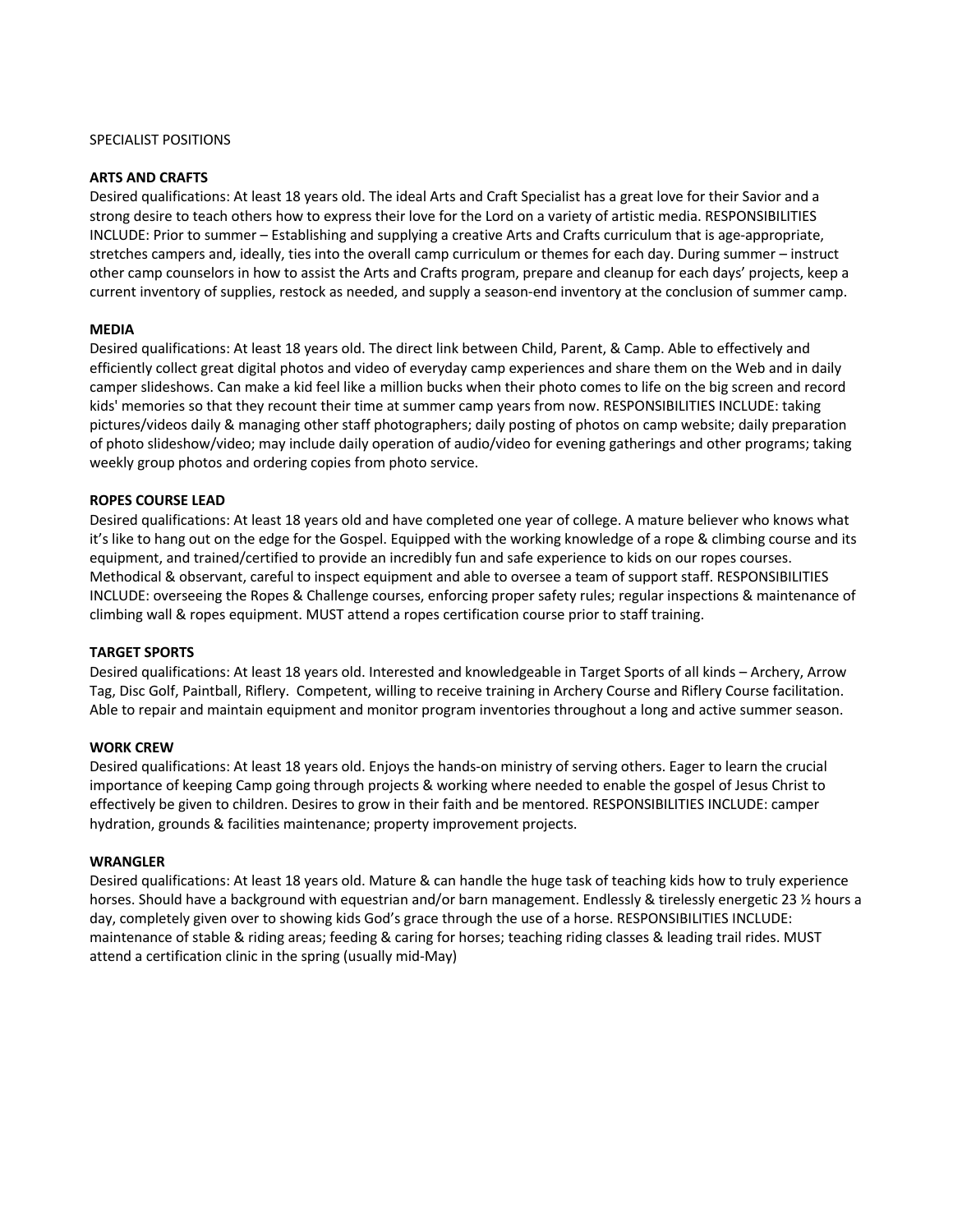SPECIALIST POSITIONS

**ARTS AND CRAFTS**

Desired qualifications: At least 18 years old. The ideal Arts and Craft Specialist has a great love for their Savior and a strong desire to teach others how to express their love for the Lord on a variety of artistic media. RESPONSIBILITIES INCLUDE: Prior to summer – Establishing and supplying a creative Arts and Crafts curriculum that is age-appropriate, stretches campers and, ideally, ties into the overall camp curriculum or themes for each day. During summer – instruct other camp counselors in how to assist the Arts and Crafts program, prepare and cleanup for each days' projects, keep a current inventory of supplies, restock as needed, and supply a season-end inventory at the conclusion of summer camp.

**MEDIA**

Desired qualifications: At least 18 years old. The direct link between Child, Parent, & Camp. Able to effectively and efficiently collect great digital photos and video of everyday camp experiences and share them on the Web and in daily camper slideshows. Can make a kid feel like a million bucks when their photo comes to life on the big screen and record kids' memories so that they recount their time at summer camp years from now. RESPONSIBILITIES INCLUDE: taking pictures/videos daily & managing other staff photographers; daily posting of photos on camp website; daily preparation of photo slideshow/video; may include daily operation of audio/video for evening gatherings and other programs; taking weekly group photos and ordering copies from photo service.

**ROPES COURSE LEAD**

Desired qualifications: At least 18 years old and have completed one year of college. A mature believer who knows what it's like to hang out on the edge for the Gospel. Equipped with the working knowledge of a rope & climbing course and its equipment, and trained/certified to provide an incredibly fun and safe experience to kids on our ropes courses. Methodical & observant, careful to inspect equipment and able to oversee a team of support staff. RESPONSIBILITIES INCLUDE: overseeing the Ropes & Challenge courses, enforcing proper safety rules; regular inspections & maintenance of climbing wall & ropes equipment. MUST attend a ropes certification course prior to staff training.

**TARGET SPORTS**

Desired qualifications: At least 18 years old. Interested and knowledgeable in Target Sports of all kinds – Archery, Arrow Tag, Disc Golf, Paintball, Riflery. Competent, willing to receive training in Archery Course and Riflery Course facilitation. Able to repair and maintain equipment and monitor program inventories throughout a long and active summer season.

**WORK CREW**

Desired qualifications: At least 18 years old. Enjoys the hands-on ministry of serving others. Eager to learn the crucial importance of keeping Camp going through projects & working where needed to enable the gospel of Jesus Christ to effectively be given to children. Desires to grow in their faith and be mentored. RESPONSIBILITIES INCLUDE: camper hydration, grounds & facilities maintenance; property improvement projects.

**WRANGLER**

Desired qualifications: At least 18 years old. Mature & can handle the huge task of teaching kids how to truly experience horses. Should have a background with equestrian and/or barn management. Endlessly & tirelessly energetic 23 ½ hours a day, completely given over to showing kids God's grace through the use of a horse. RESPONSIBILITIES INCLUDE: maintenance of stable & riding areas; feeding & caring for horses; teaching riding classes & leading trail rides. MUST attend a certification clinic in the spring (usually mid-May)